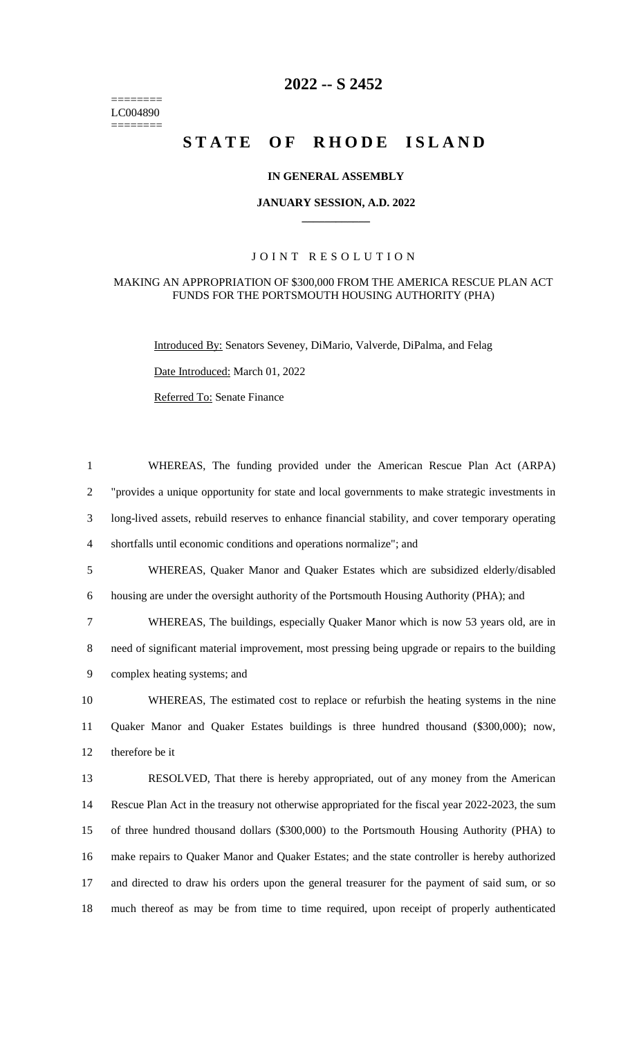========
LC004890
========

# 2022 -- S 2452

# STATE OF RHODE ISLAND

**IN GENERAL ASSEMBLY**

**JANUARY SESSION, A.D. 2022**

J O I N T   R E S O L U T I O N

MAKING AN APPROPRIATION OF $300,000 FROM THE AMERICA RESCUE PLAN ACT FUNDS FOR THE PORTSMOUTH HOUSING AUTHORITY (PHA)

Introduced By: Senators Seveney, DiMario, Valverde, DiPalma, and Felag

Date Introduced: March 01, 2022

Referred To: Senate Finance

1 WHEREAS, The funding provided under the American Rescue Plan Act (ARPA)
2 "provides a unique opportunity for state and local governments to make strategic investments in
3 long-lived assets, rebuild reserves to enhance financial stability, and cover temporary operating
4 shortfalls until economic conditions and operations normalize"; and

5 WHEREAS, Quaker Manor and Quaker Estates which are subsidized elderly/disabled
6 housing are under the oversight authority of the Portsmouth Housing Authority (PHA); and

7 WHEREAS, The buildings, especially Quaker Manor which is now 53 years old, are in
8 need of significant material improvement, most pressing being upgrade or repairs to the building
9 complex heating systems; and

10 WHEREAS, The estimated cost to replace or refurbish the heating systems in the nine
11 Quaker Manor and Quaker Estates buildings is three hundred thousand ($300,000); now,
12 therefore be it

13 RESOLVED, That there is hereby appropriated, out of any money from the American
14 Rescue Plan Act in the treasury not otherwise appropriated for the fiscal year 2022-2023, the sum
15 of three hundred thousand dollars ($300,000) to the Portsmouth Housing Authority (PHA) to
16 make repairs to Quaker Manor and Quaker Estates; and the state controller is hereby authorized
17 and directed to draw his orders upon the general treasurer for the payment of said sum, or so
18 much thereof as may be from time to time required, upon receipt of properly authenticated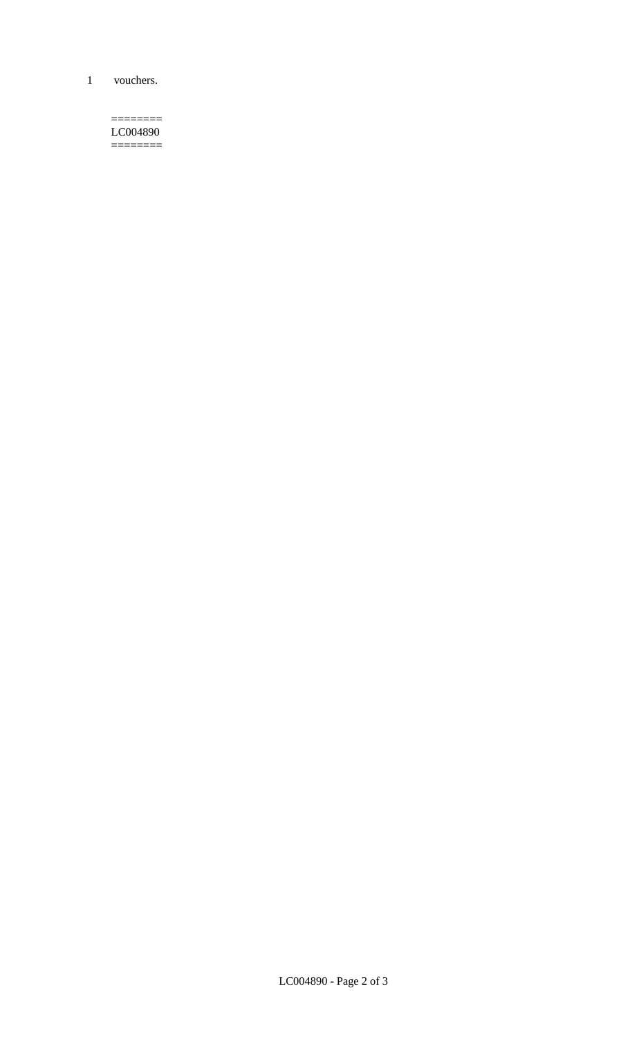1 vouchers.

========
LC004890
========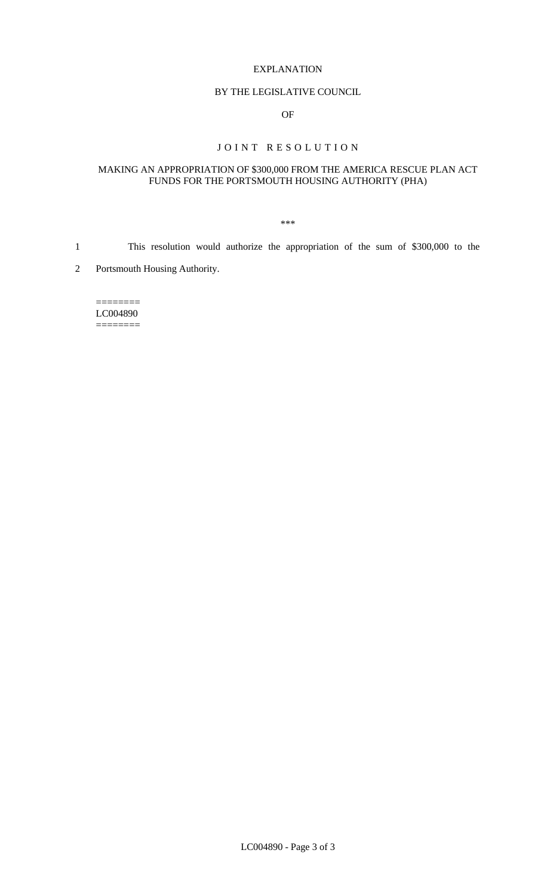EXPLANATION

BY THE LEGISLATIVE COUNCIL

OF

J O I N T   R E S O L U T I O N

MAKING AN APPROPRIATION OF $300,000 FROM THE AMERICA RESCUE PLAN ACT FUNDS FOR THE PORTSMOUTH HOUSING AUTHORITY (PHA)

\*\*\*

1 This resolution would authorize the appropriation of the sum of $300,000 to the
2 Portsmouth Housing Authority.

========
LC004890
========